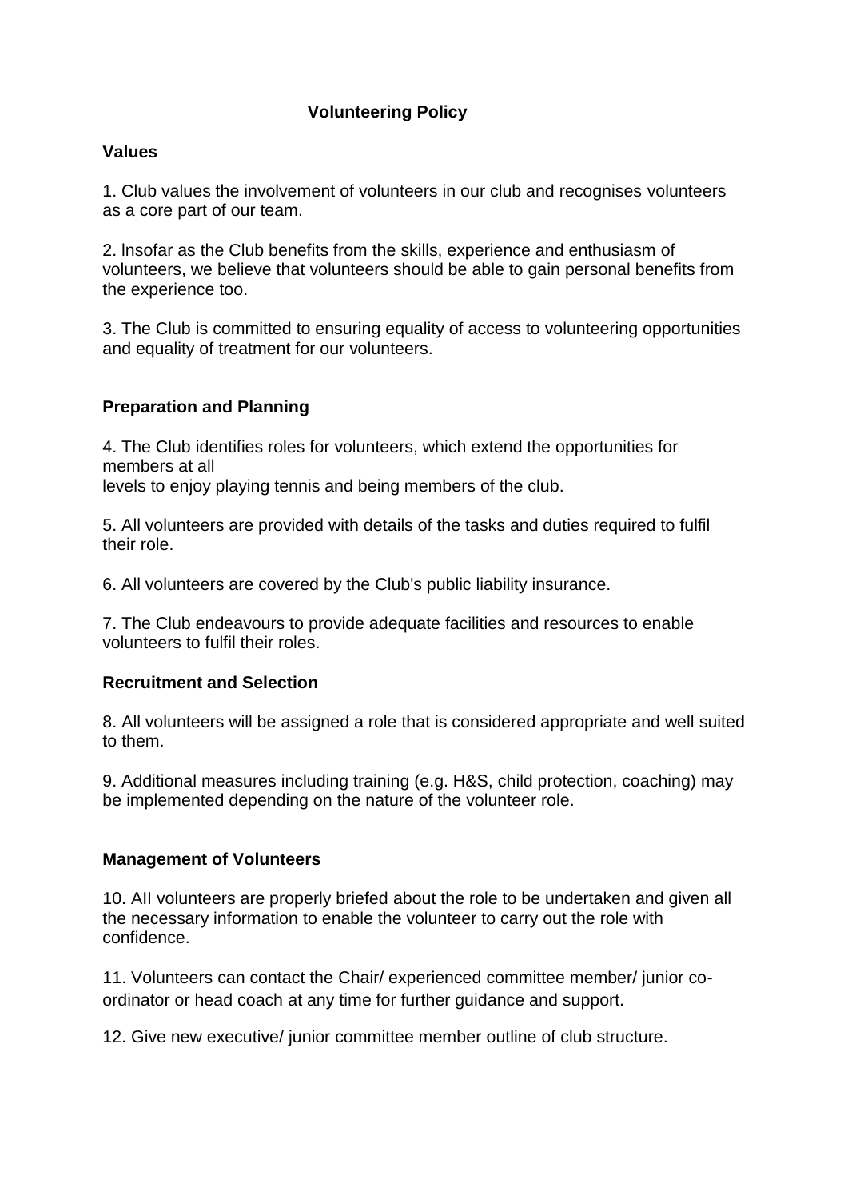# Volunteering Policy

## Values

1. Club values the involvement of volunteers in our club and recognises volunteers as a core part of our team.

2. Insofar as the Club benefits from the skills, experience and enthusiasm of volunteers, we believe that volunteers should be able to gain personal benefits from the experience too.

3. The Club is committed to ensuring equality of access to volunteering opportunities and equality of treatment for our volunteers.

## Preparation and Planning

4. The Club identifies roles for volunteers, which extend the opportunities for members at all levels to enjoy playing tennis and being members of the club.

5. All volunteers are provided with details of the tasks and duties required to fulfil their role.

6. All volunteers are covered by the Club's public liability insurance.

7. The Club endeavours to provide adequate facilities and resources to enable volunteers to fulfil their roles.

## Recruitment and Selection

8. All volunteers will be assigned a role that is considered appropriate and well suited to them.

9. Additional measures including training (e.g. H&S, child protection, coaching) may be implemented depending on the nature of the volunteer role.

## Management of Volunteers

10. All volunteers are properly briefed about the role to be undertaken and given all the necessary information to enable the volunteer to carry out the role with confidence.

11. Volunteers can contact the Chair/ experienced committee member/ junior co-ordinator or head coach at any time for further guidance and support.

12. Give new executive/ junior committee member outline of club structure.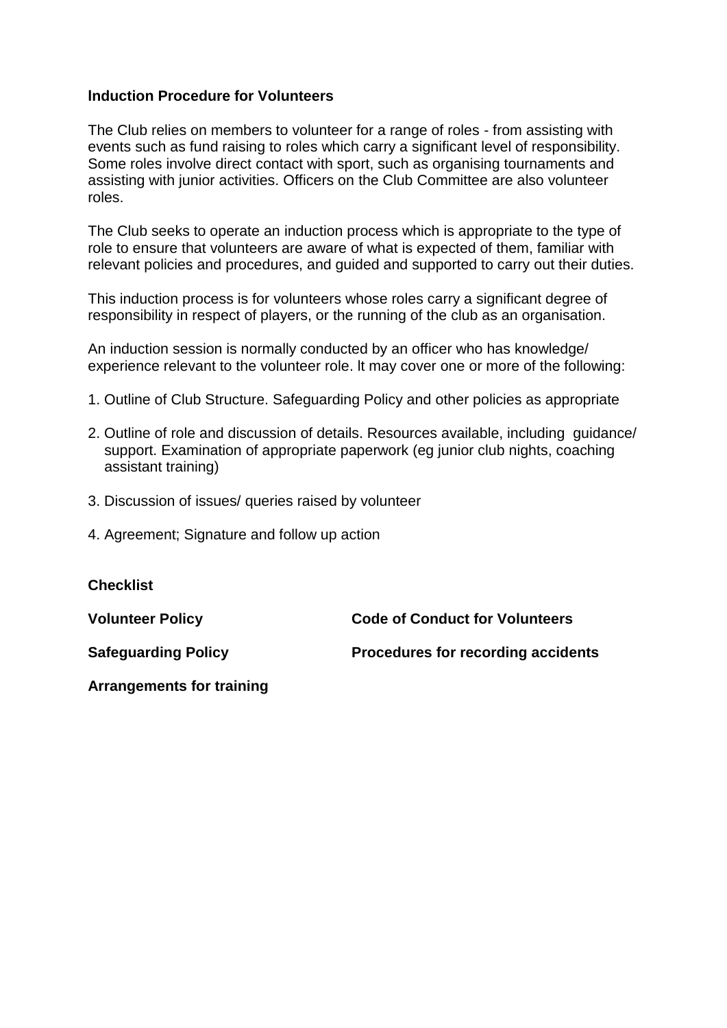**Induction Procedure for Volunteers**

The Club relies on members to volunteer for a range of roles - from assisting with events such as fund raising to roles which carry a significant level of responsibility. Some roles involve direct contact with sport, such as organising tournaments and assisting with junior activities. Officers on the Club Committee are also volunteer roles.

The Club seeks to operate an induction process which is appropriate to the type of role to ensure that volunteers are aware of what is expected of them, familiar with relevant policies and procedures, and guided and supported to carry out their duties.

This induction process is for volunteers whose roles carry a significant degree of responsibility in respect of players, or the running of the club as an organisation.

An induction session is normally conducted by an officer who has knowledge/ experience relevant to the volunteer role. lt may cover one or more of the following:

1. Outline of Club Structure. Safeguarding Policy and other policies as appropriate

2. Outline of role and discussion of details. Resources available, including guidance/ support. Examination of appropriate paperwork (eg junior club nights, coaching assistant training)

3. Discussion of issues/ queries raised by volunteer

4. Agreement; Signature and follow up action

**Checklist**

| | |
|---|---|
| **Volunteer Policy** | **Code of Conduct for Volunteers** |
| **Safeguarding Policy** | **Procedures for recording accidents** |
| **Arrangements for training** | |